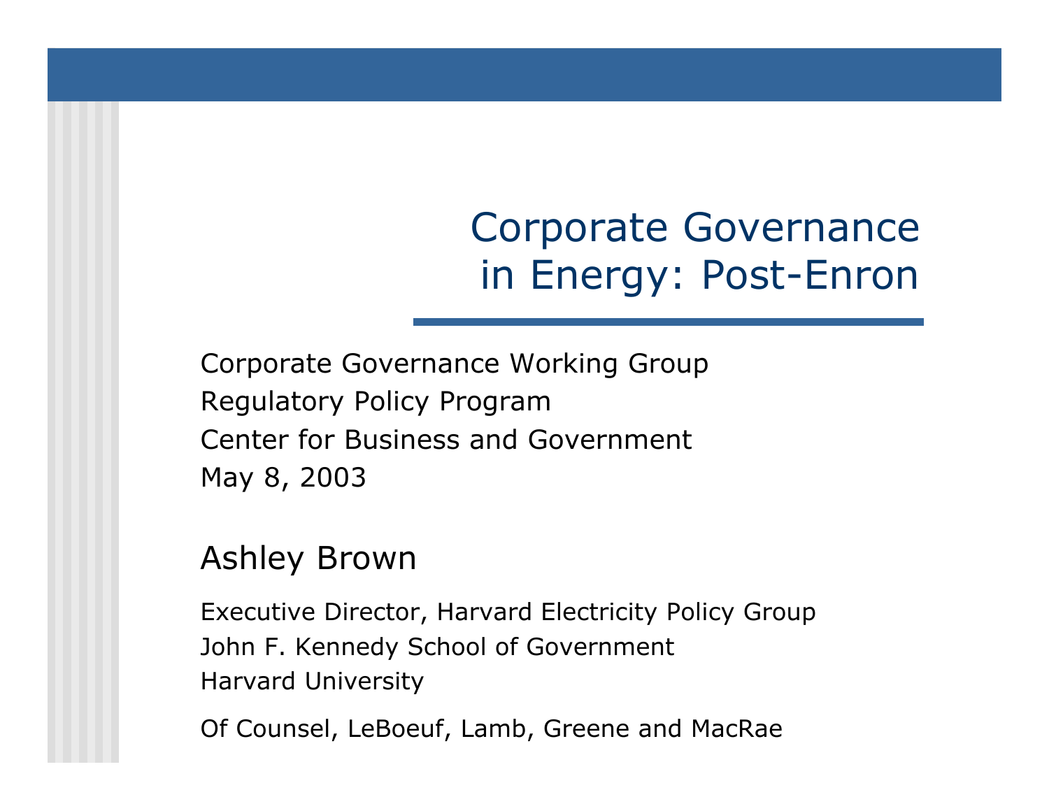# Corporate Governance in Energy: Post-Enron

Corporate Governance Working Group
Regulatory Policy Program
Center for Business and Government
May 8, 2003

## Ashley Brown

Executive Director, Harvard Electricity Policy Group
John F. Kennedy School of Government
Harvard University

Of Counsel, LeBoeuf, Lamb, Greene and MacRae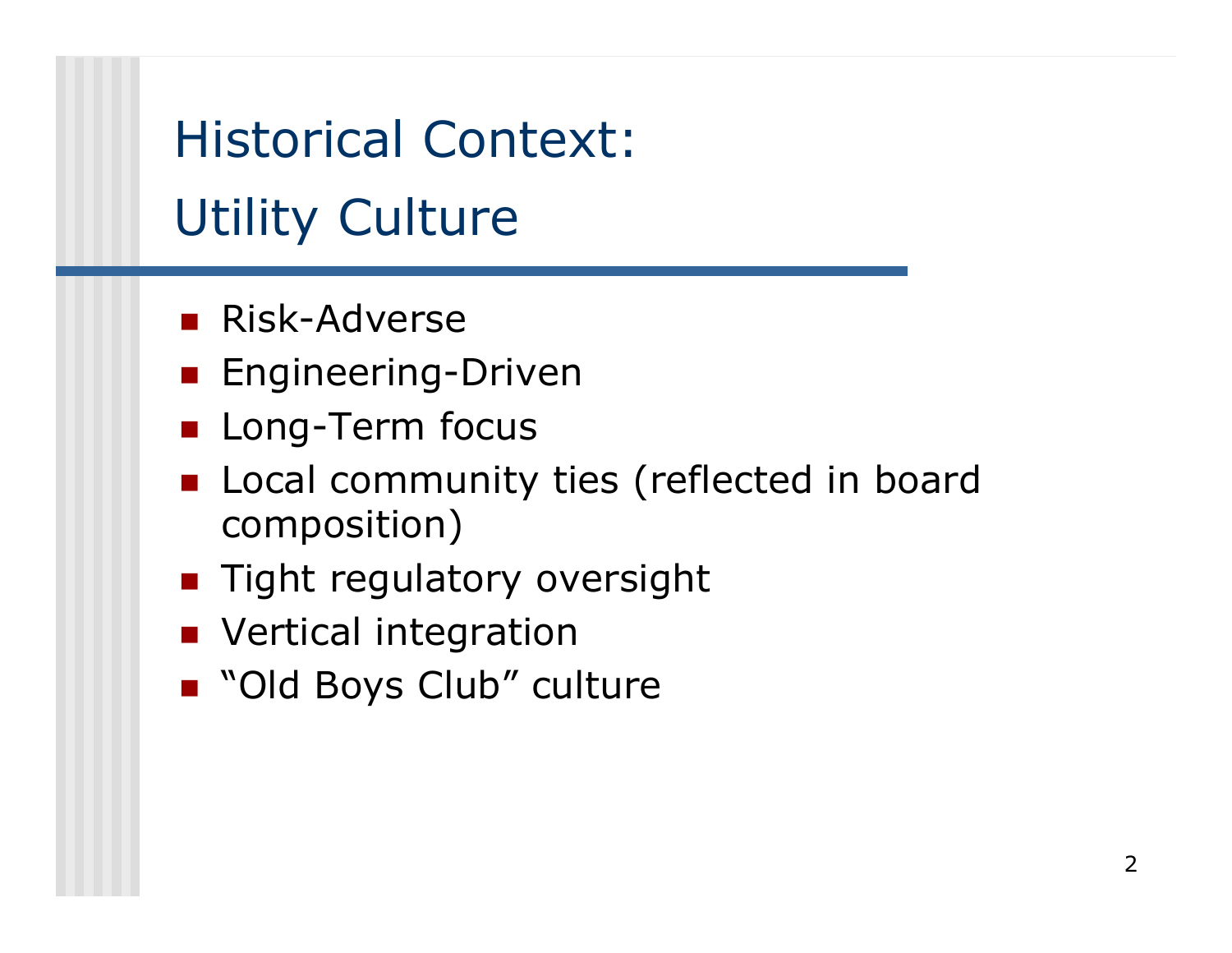# Historical Context: Utility Culture

- Risk-Adverse
- Engineering-Driven
- Long-Term focus
- Local community ties (reflected in board composition)
- Tight regulatory oversight
- Vertical integration
- "Old Boys Club" culture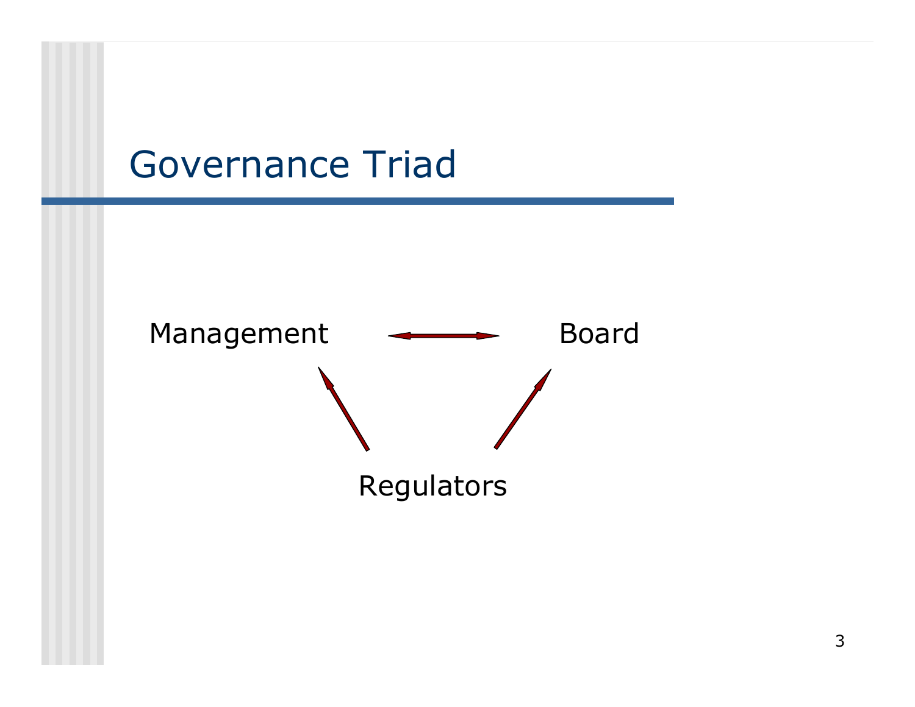# Governance Triad

Management ⟷ Board

Regulators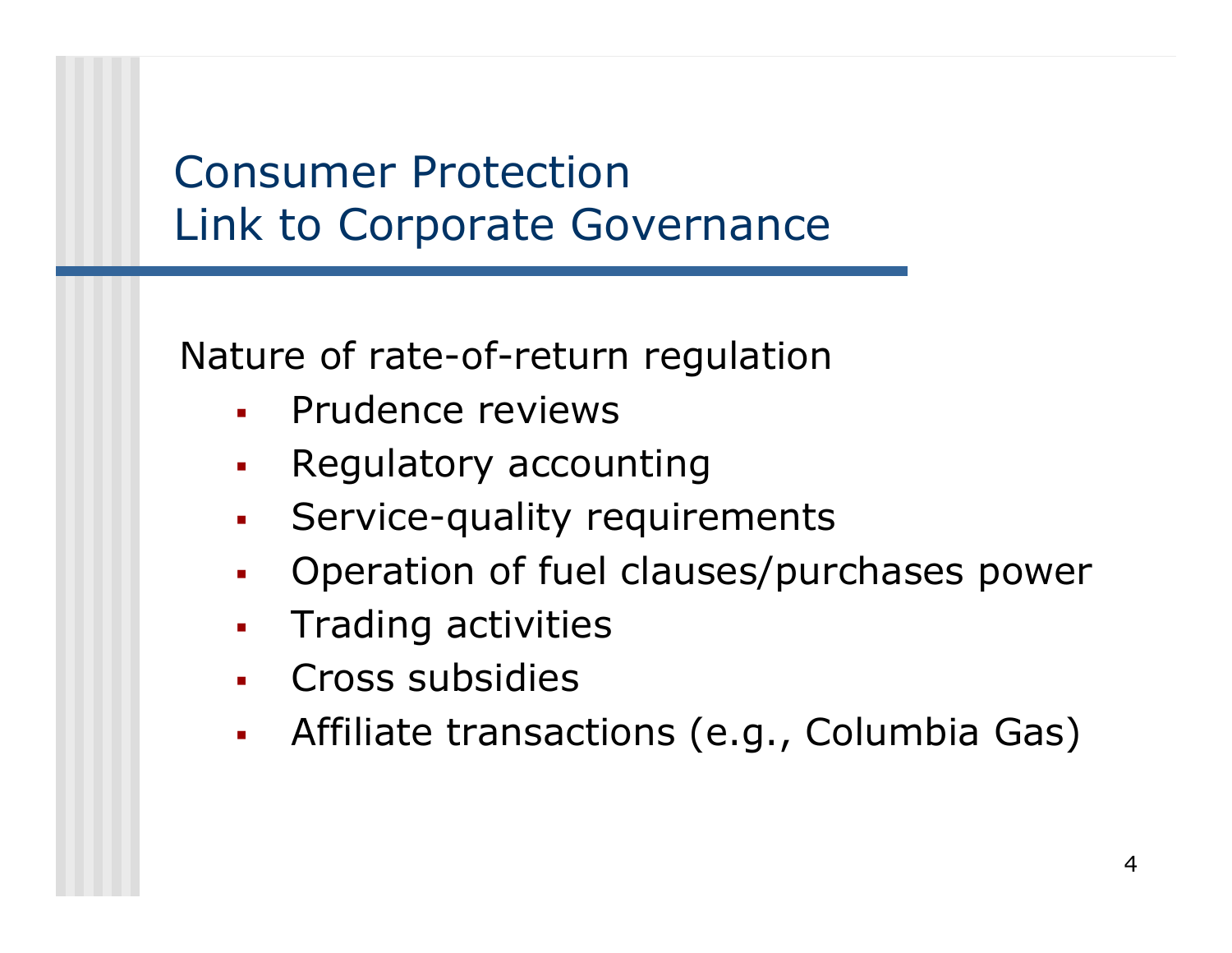# Consumer Protection
# Link to Corporate Governance

Nature of rate-of-return regulation

- Prudence reviews
- Regulatory accounting
- Service-quality requirements
- Operation of fuel clauses/purchases power
- Trading activities
- Cross subsidies
- Affiliate transactions (e.g., Columbia Gas)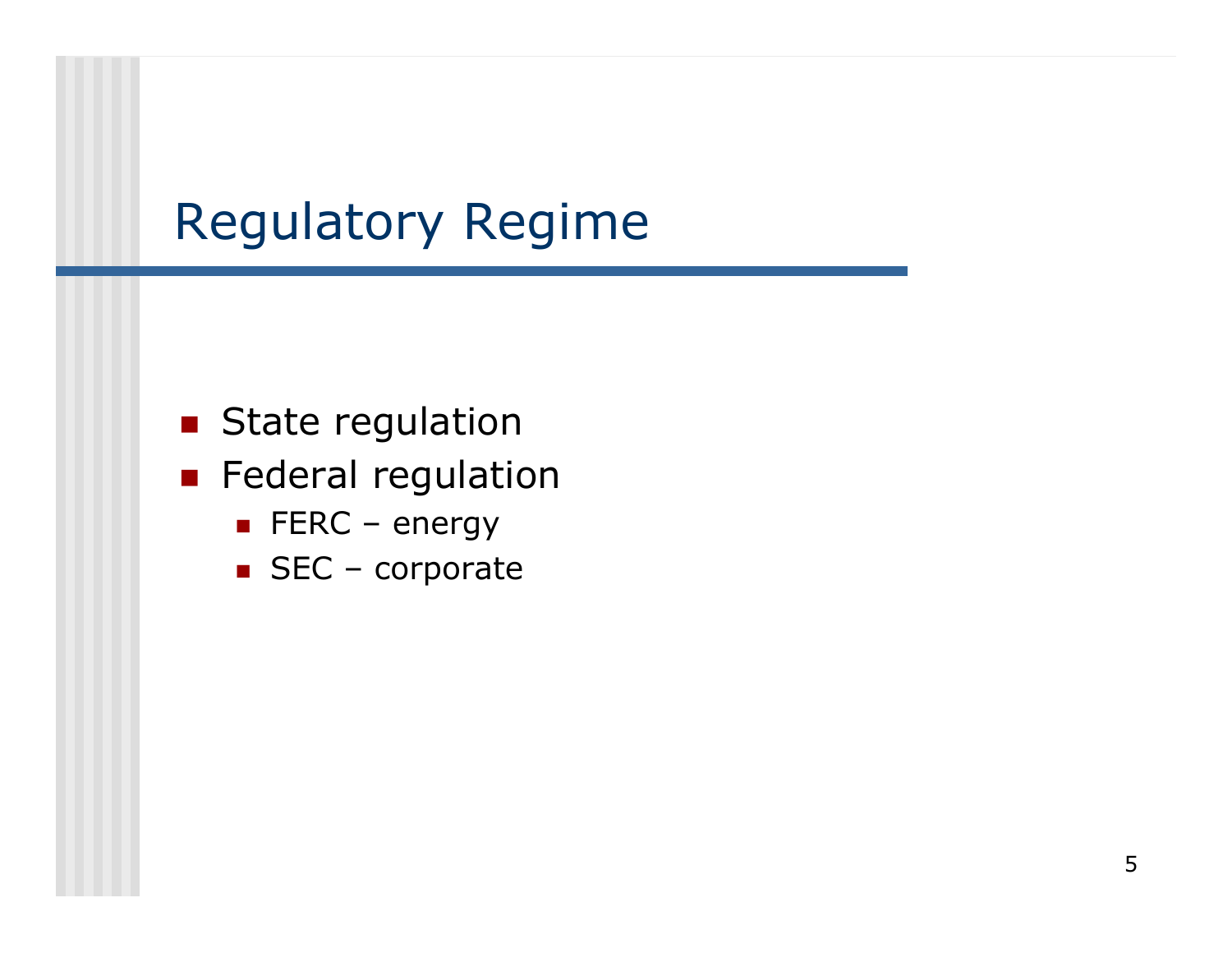# Regulatory Regime

- State regulation
- Federal regulation
  - FERC – energy
  - SEC – corporate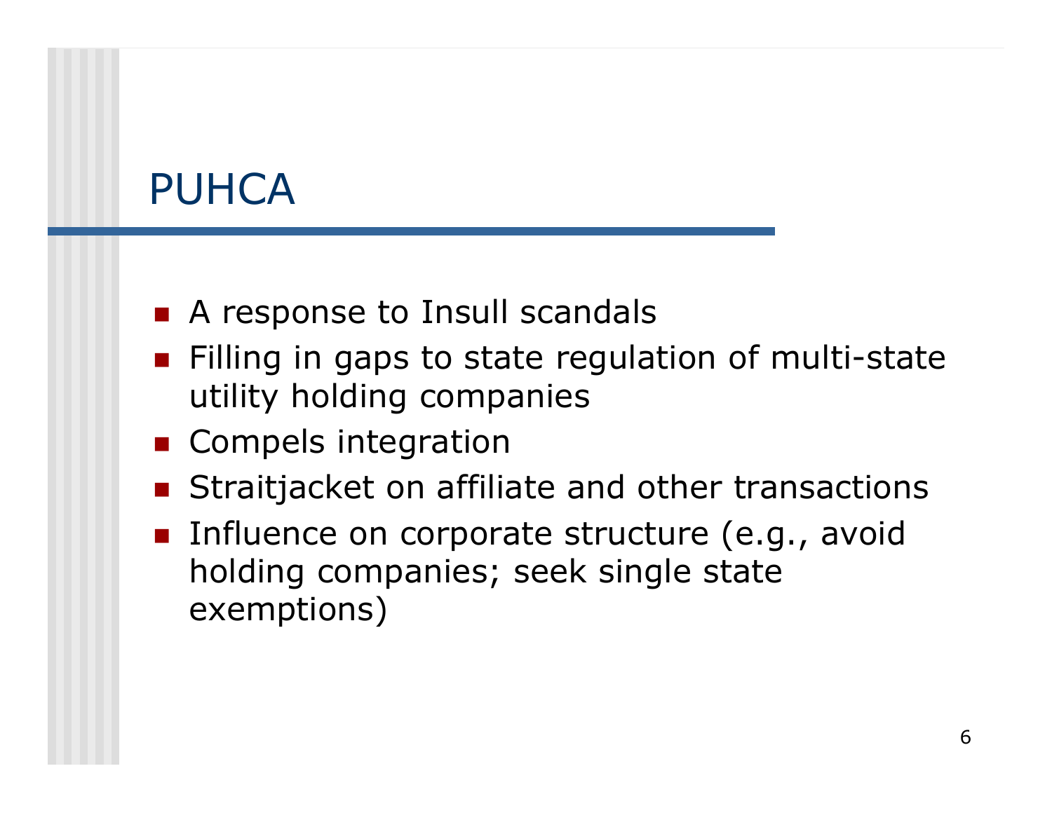# PUHCA

- A response to Insull scandals
- Filling in gaps to state regulation of multi-state utility holding companies
- Compels integration
- Straitjacket on affiliate and other transactions
- Influence on corporate structure (e.g., avoid holding companies; seek single state exemptions)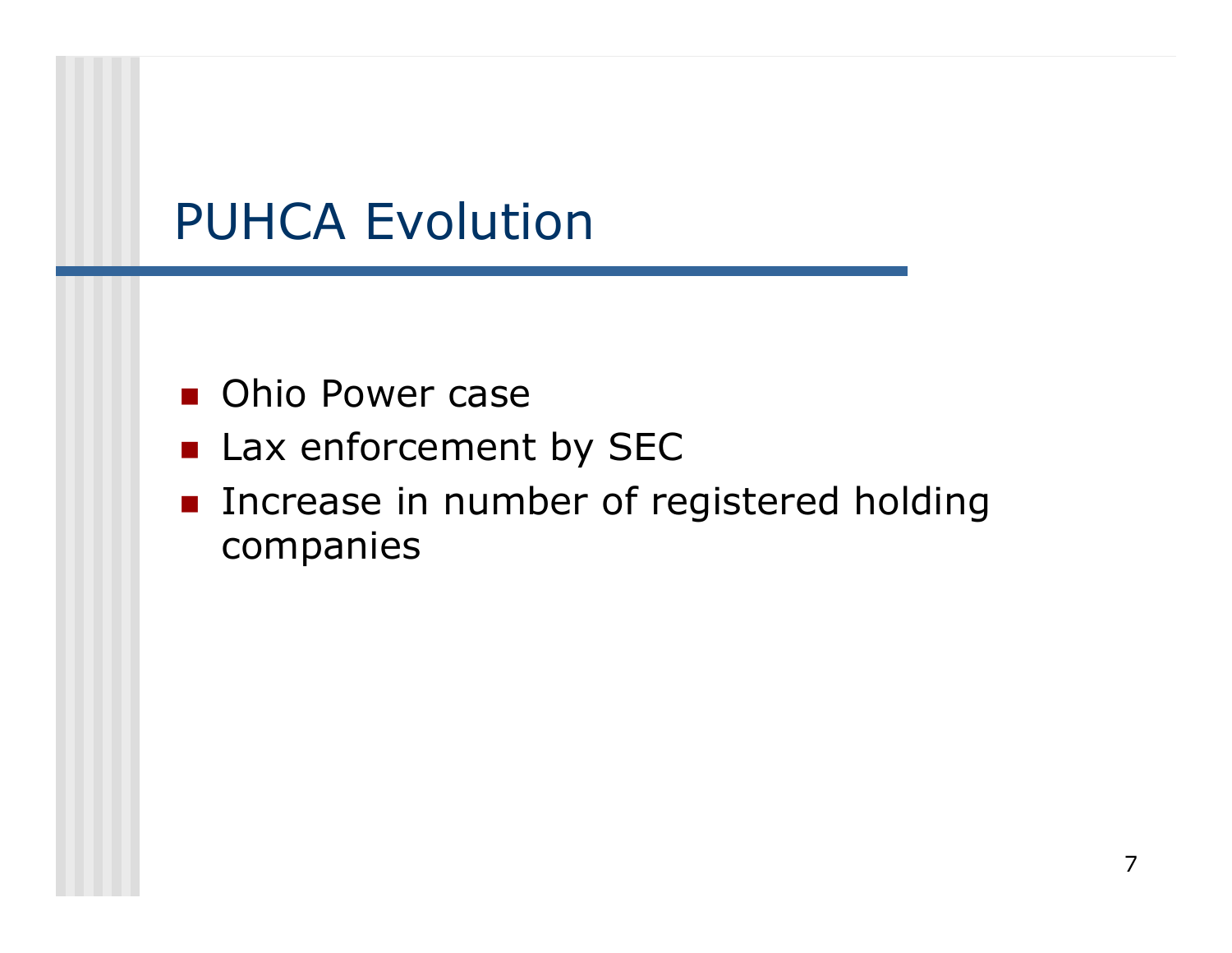# PUHCA Evolution

- Ohio Power case
- Lax enforcement by SEC
- Increase in number of registered holding companies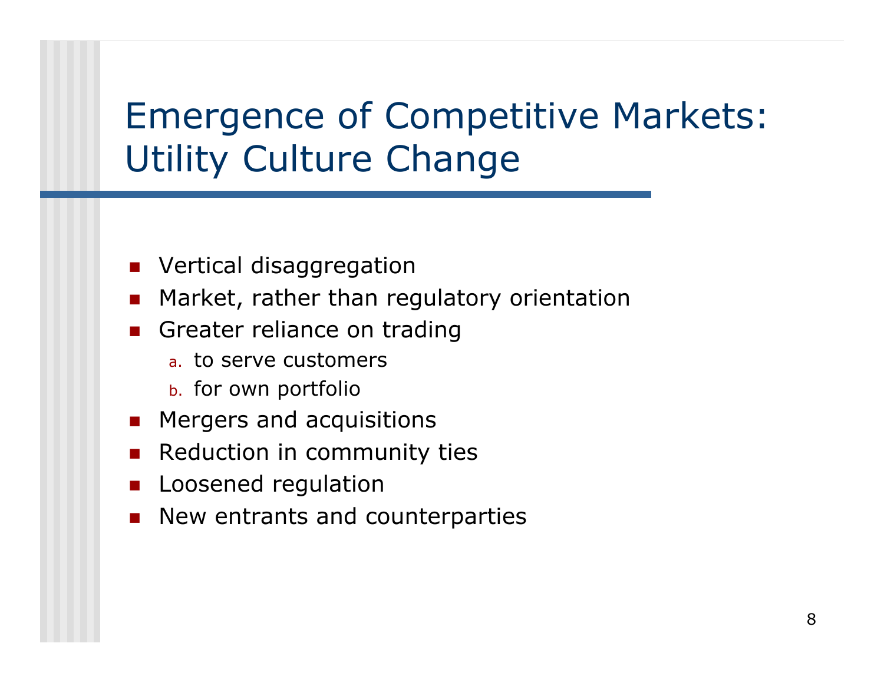# Emergence of Competitive Markets: Utility Culture Change

- Vertical disaggregation
- Market, rather than regulatory orientation
- Greater reliance on trading
  a. to serve customers
  b. for own portfolio
- Mergers and acquisitions
- Reduction in community ties
- Loosened regulation
- New entrants and counterparties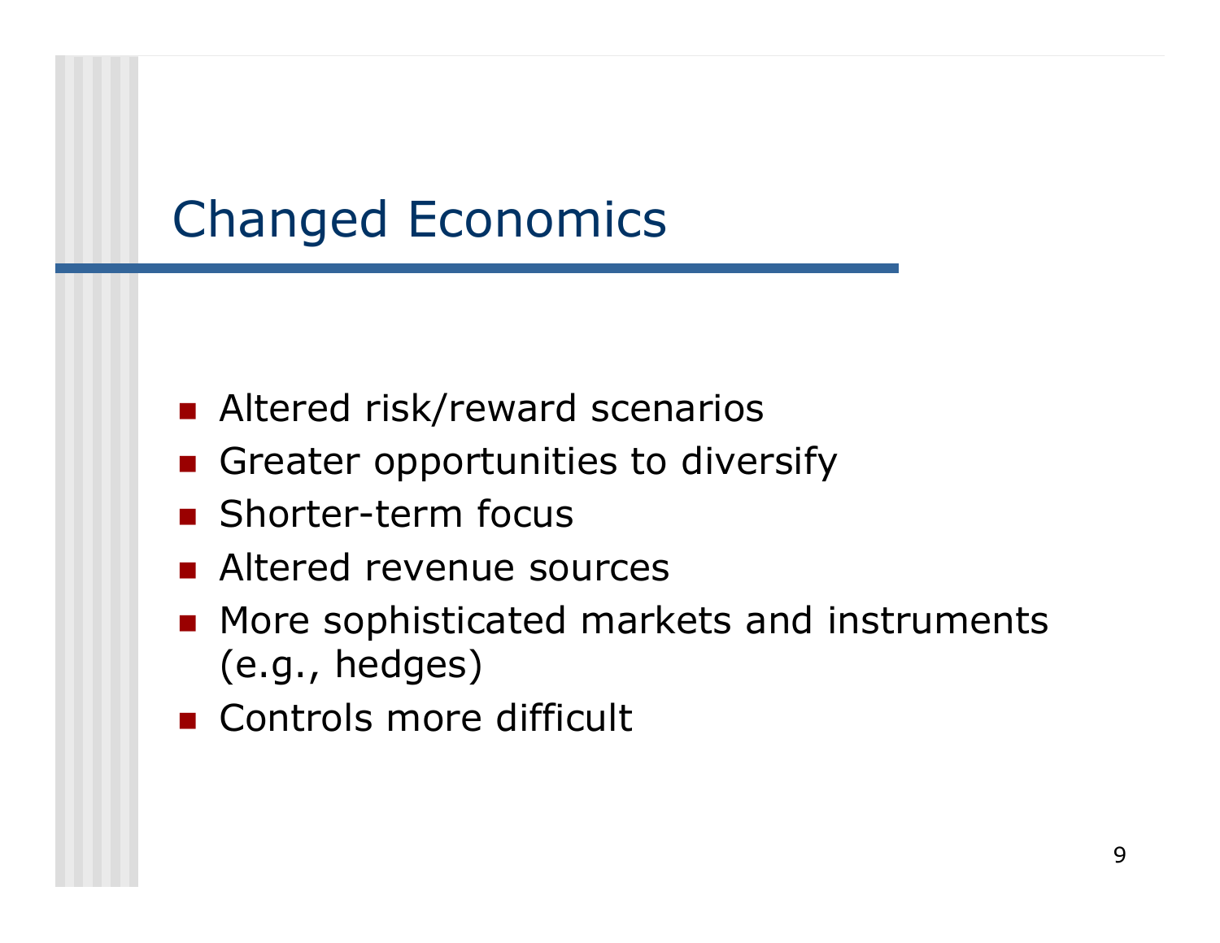# Changed Economics

- Altered risk/reward scenarios
- Greater opportunities to diversify
- Shorter-term focus
- Altered revenue sources
- More sophisticated markets and instruments (e.g., hedges)
- Controls more difficult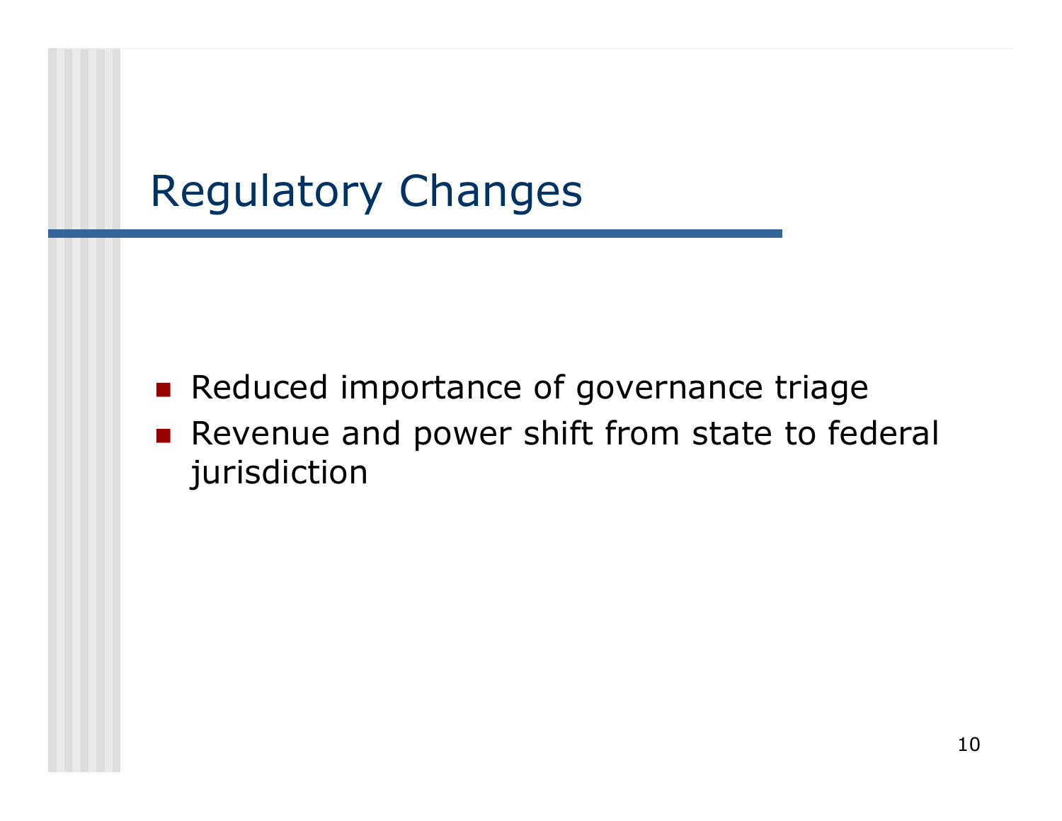# Regulatory Changes

- Reduced importance of governance triage
- Revenue and power shift from state to federal jurisdiction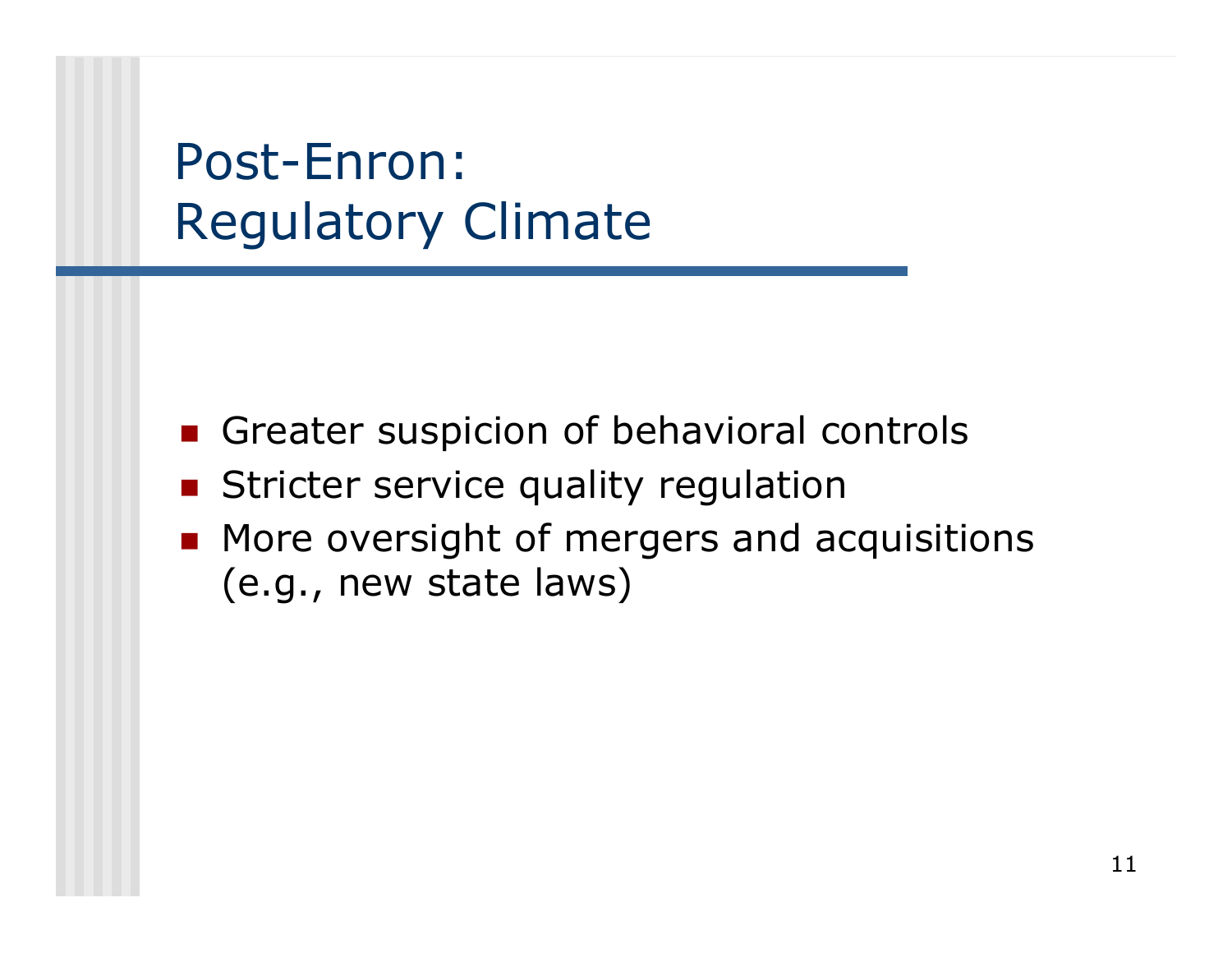# Post-Enron: Regulatory Climate

- Greater suspicion of behavioral controls
- Stricter service quality regulation
- More oversight of mergers and acquisitions (e.g., new state laws)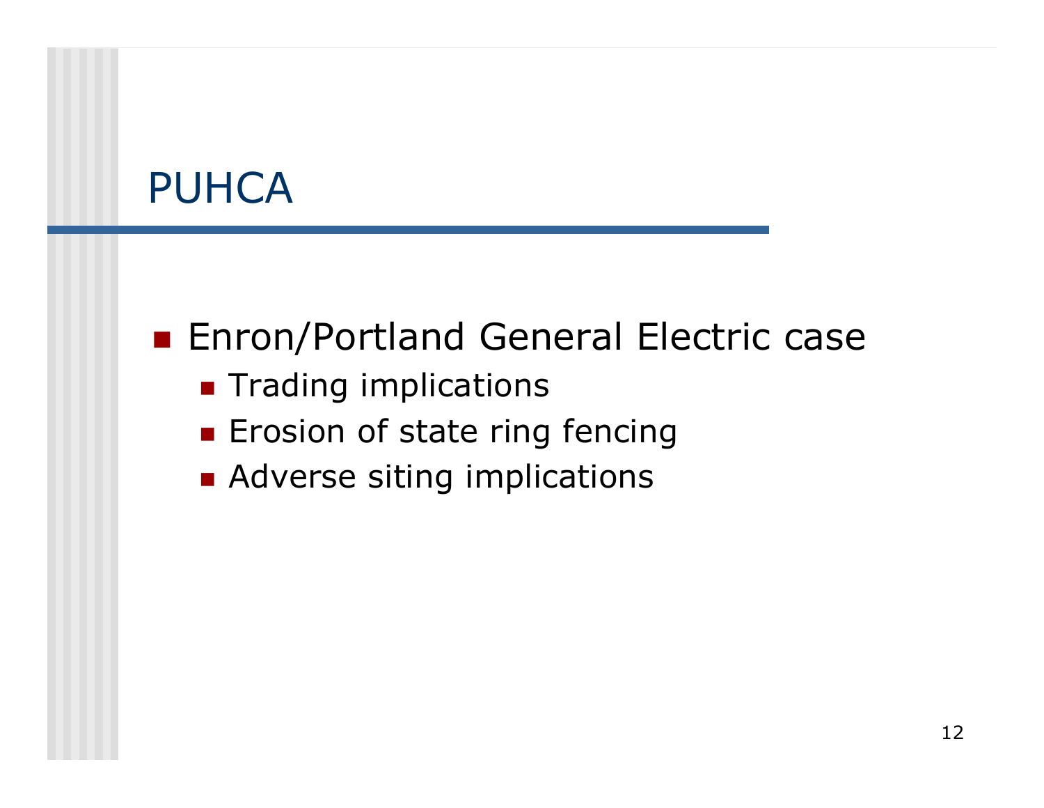# PUHCA

- Enron/Portland General Electric case
  - Trading implications
  - Erosion of state ring fencing
  - Adverse siting implications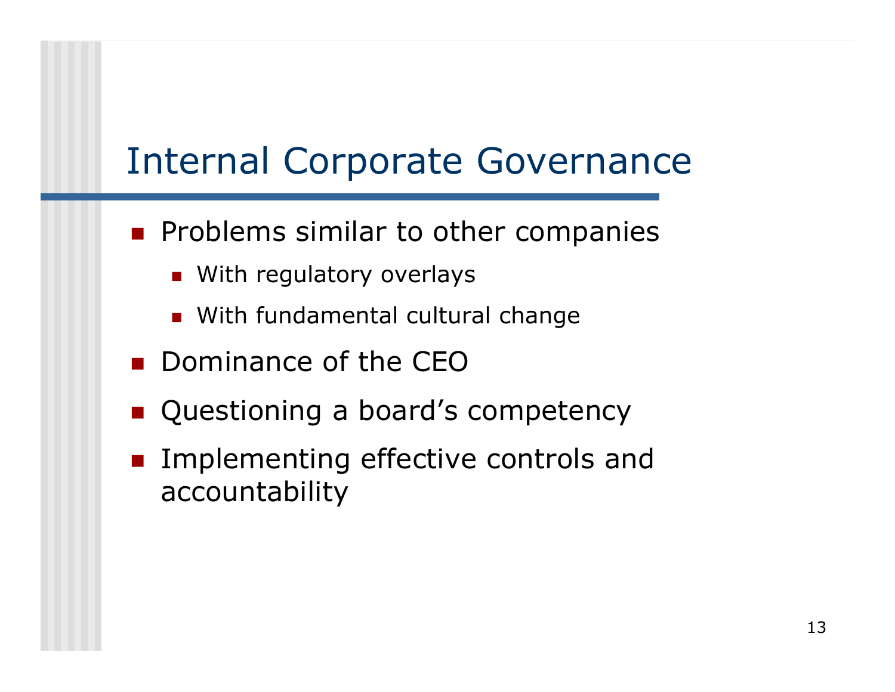# Internal Corporate Governance

- Problems similar to other companies
  - With regulatory overlays
  - With fundamental cultural change
- Dominance of the CEO
- Questioning a board's competency
- Implementing effective controls and accountability